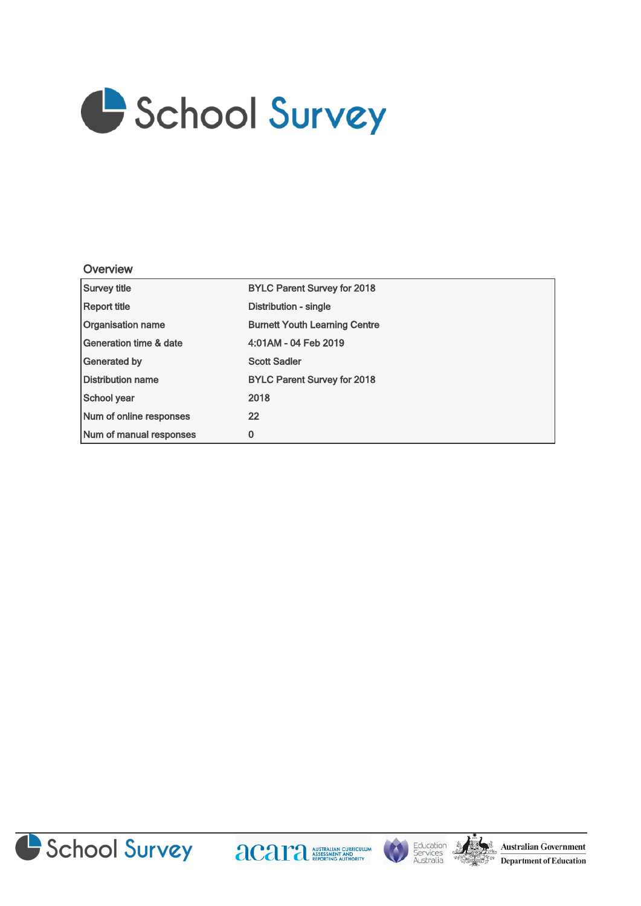# School Survey

## Overview

| | |
|---|---|
| Survey title | BYLC Parent Survey for 2018 |
| Report title | Distribution - single |
| Organisation name | Burnett Youth Learning Centre |
| Generation time & date | 4:01AM - 04 Feb 2019 |
| Generated by | Scott Sadler |
| Distribution name | BYLC Parent Survey for 2018 |
| School year | 2018 |
| Num of online responses | 22 |
| Num of manual responses | 0 |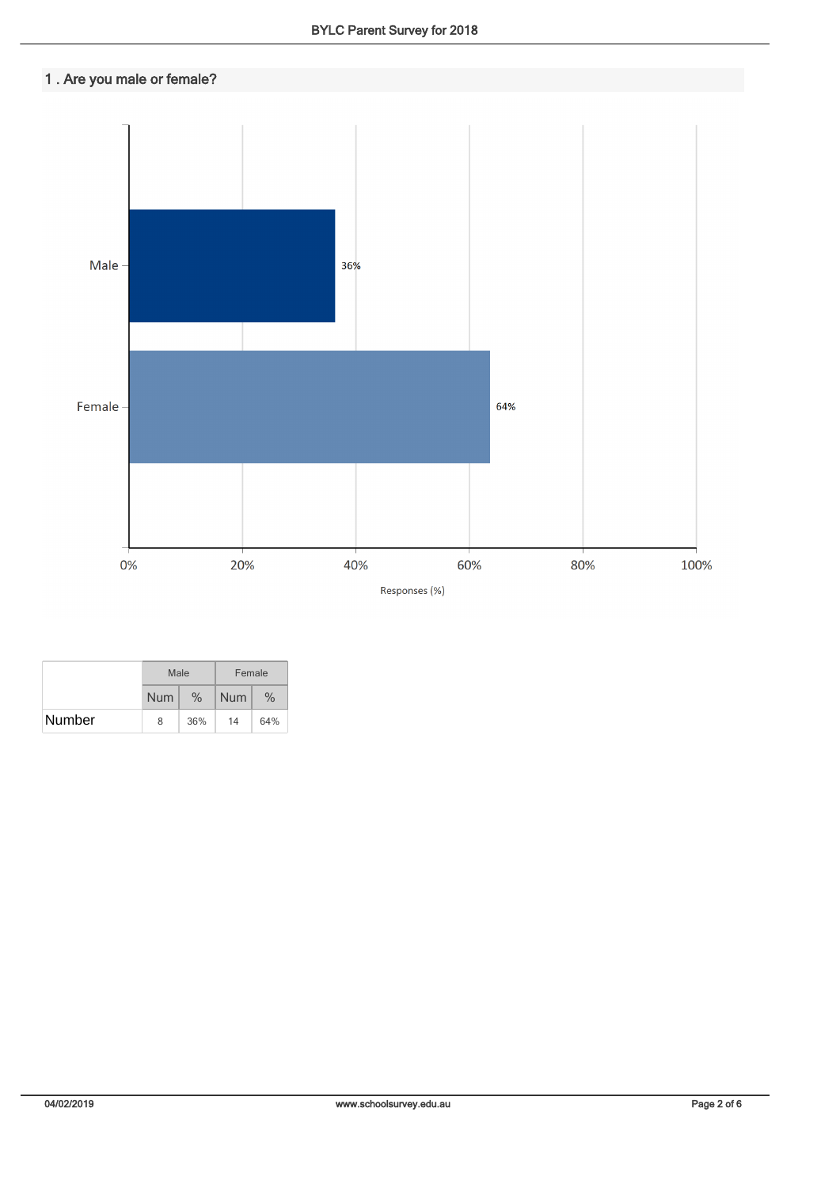## 1 . Are you male or female?

|  | Male | | Female | |
|---|---|---|---|---|
|  | Num | % | Num | % |
| Number | 8 | 36% | 14 | 64% |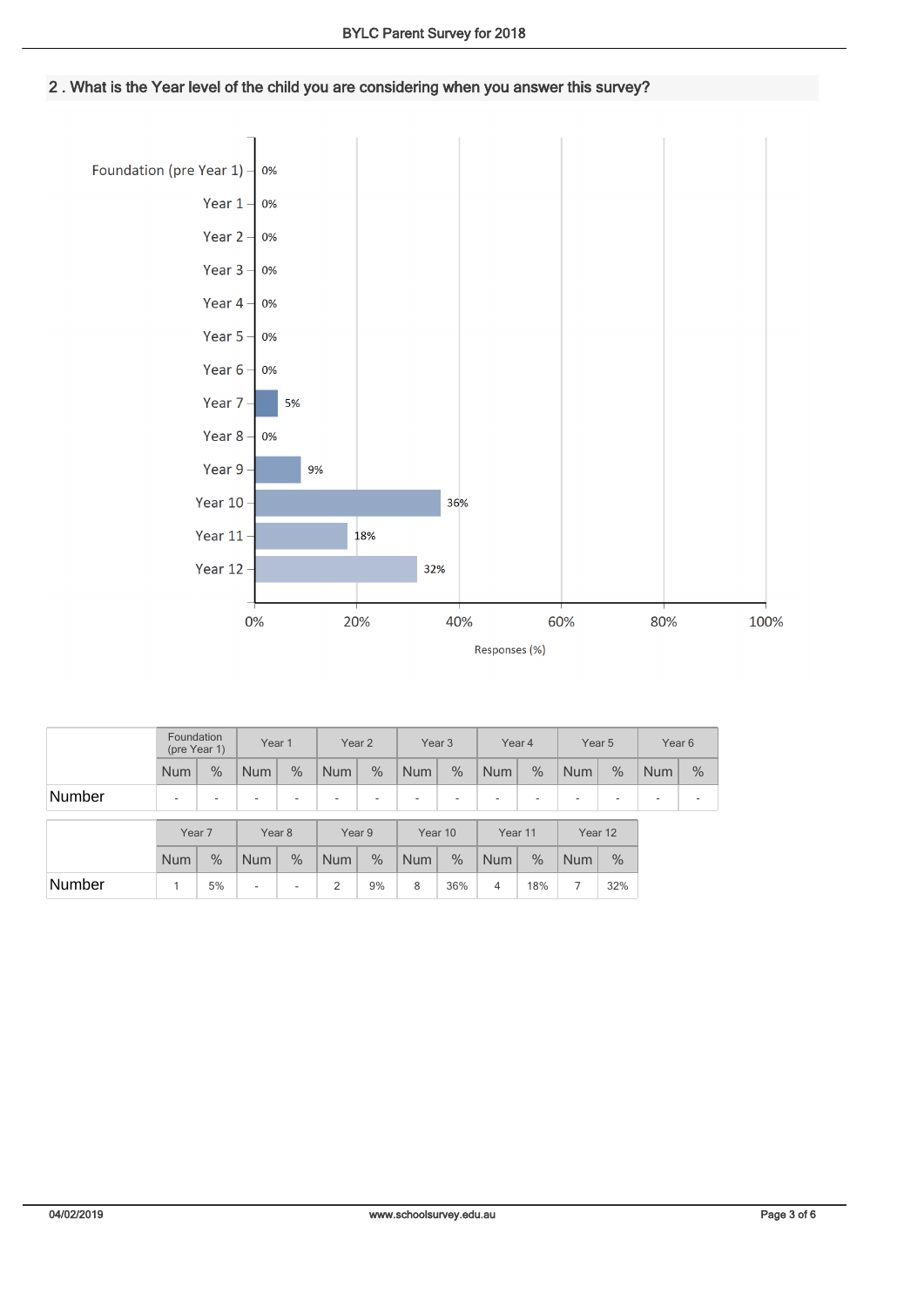## 2 . What is the Year level of the child you are considering when you answer this survey?

| | Responses (%) |
|---|---|
| Foundation (pre Year 1) | 0% |
| Year 1 | 0% |
| Year 2 | 0% |
| Year 3 | 0% |
| Year 4 | 0% |
| Year 5 | 0% |
| Year 6 | 0% |
| Year 7 | 5% |
| Year 8 | 0% |
| Year 9 | 9% |
| Year 10 | 36% |
| Year 11 | 18% |
| Year 12 | 32% |

| | Foundation (pre Year 1) | | Year 1 | | Year 2 | | Year 3 | | Year 4 | | Year 5 | | Year 6 | |
|---|---|---|---|---|---|---|---|---|---|---|---|---|---|---|
| | Num | % | Num | % | Num | % | Num | % | Num | % | Num | % | Num | % |
| Number | - | - | - | - | - | - | - | - | - | - | - | - | - | - |

| | Year 7 | | Year 8 | | Year 9 | | Year 10 | | Year 11 | | Year 12 | |
|---|---|---|---|---|---|---|---|---|---|---|---|---|
| | Num | % | Num | % | Num | % | Num | % | Num | % | Num | % |
| Number | 1 | 5% | - | - | 2 | 9% | 8 | 36% | 4 | 18% | 7 | 32% |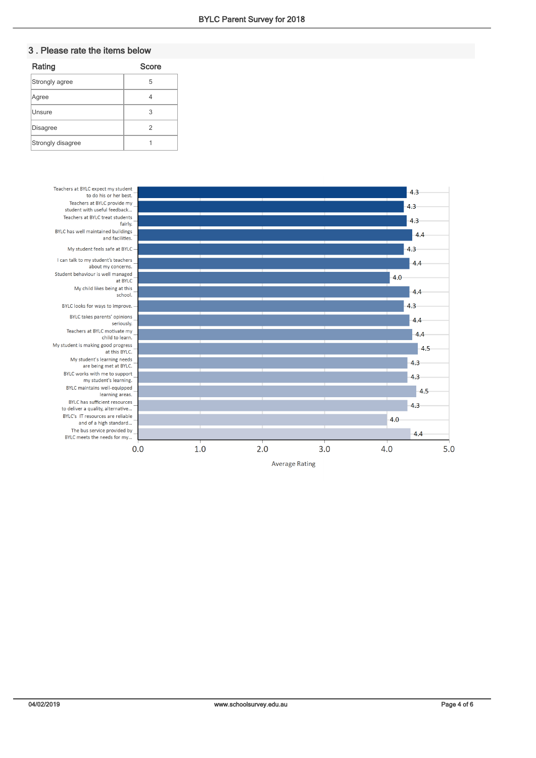## 3 . Please rate the items below

| Rating | Score |
|---|---|
| Strongly agree | 5 |
| Agree | 4 |
| Unsure | 3 |
| Disagree | 2 |
| Strongly disagree | 1 |

| Item | Average Rating |
|---|---|
| Teachers at BYLC expect my student to do his or her best. | 4.3 |
| Teachers at BYLC provide my student with useful feedback... | 4.3 |
| Teachers at BYLC treat students fairly. | 4.3 |
| BYLC has well maintained buildings and facilities. | 4.4 |
| My student feels safe at BYLC | 4.3 |
| I can talk to my student's teachers about my concerns. | 4.4 |
| Student behaviour is well managed at BYLC | 4.0 |
| My child likes being at this school. | 4.4 |
| BYLC looks for ways to improve. | 4.3 |
| BYLC takes parents' opinions seriously. | 4.4 |
| Teachers at BYLC motivate my child to learn. | 4.4 |
| My student is making good progress at this BYLC. | 4.5 |
| My student's learning needs are being met at BYLC. | 4.3 |
| BYLC works with me to support my student's learning. | 4.3 |
| BYLC maintains well-equipped learning areas. | 4.5 |
| BYLC has sufficient resources to deliver a quality, alternative... | 4.3 |
| BYLC's IT resources are reliable and of a high standard... | 4.0 |
| The bus service provided by BYLC meets the needs for my... | 4.4 |

Average Rating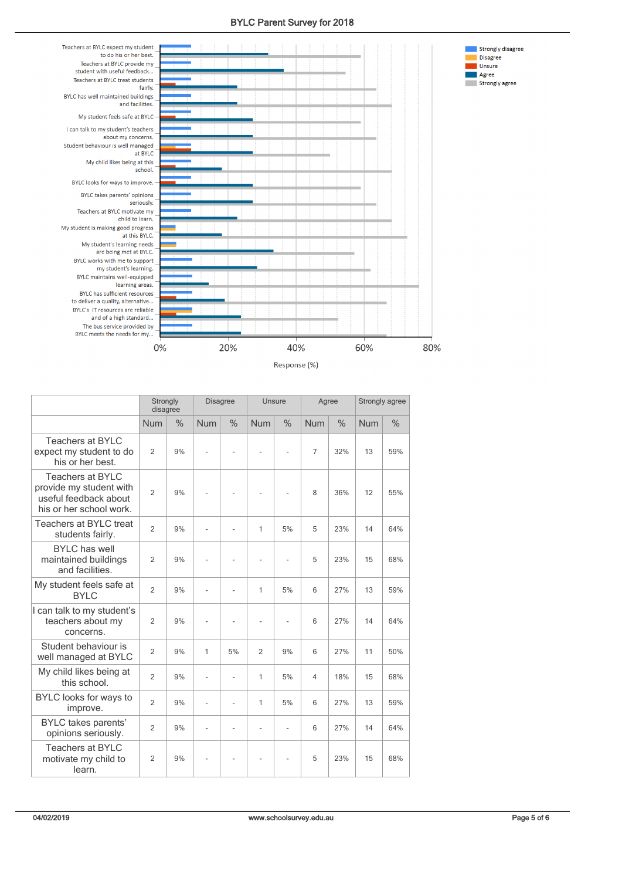# BYLC Parent Survey for 2018

Strongly disagree
Disagree
Unsure
Agree
Strongly agree

Teachers at BYLC expect my student to do his or her best.
Teachers at BYLC provide my student with useful feedback...
Teachers at BYLC treat students fairly.
BYLC has well maintained buildings and facilities.
My student feels safe at BYLC
I can talk to my student's teachers about my concerns.
Student behaviour is well managed at BYLC
My child likes being at this school.
BYLC looks for ways to improve.
BYLC takes parents' opinions seriously.
Teachers at BYLC motivate my child to learn.
My student is making good progress at this BYLC.
My student's learning needs are being met at BYLC.
BYLC works with me to support my student's learning.
BYLC maintains well-equipped learning areas.
BYLC has sufficient resources to deliver a quality, alternative...
BYLC's IT resources are reliable and of a high standard...
The bus service provided by BYLC meets the needs for my...

0% 20% 40% 60% 80%

Response (%)

| | Strongly disagree | | Disagree | | Unsure | | Agree | | Strongly agree | |
|---|---|---|---|---|---|---|---|---|---|---|
| | Num | % | Num | % | Num | % | Num | % | Num | % |
| Teachers at BYLC expect my student to do his or her best. | 2 | 9% | - | - | - | - | 7 | 32% | 13 | 59% |
| Teachers at BYLC provide my student with useful feedback about his or her school work. | 2 | 9% | - | - | - | - | 8 | 36% | 12 | 55% |
| Teachers at BYLC treat students fairly. | 2 | 9% | - | - | 1 | 5% | 5 | 23% | 14 | 64% |
| BYLC has well maintained buildings and facilities. | 2 | 9% | - | - | - | - | 5 | 23% | 15 | 68% |
| My student feels safe at BYLC | 2 | 9% | - | - | 1 | 5% | 6 | 27% | 13 | 59% |
| I can talk to my student's teachers about my concerns. | 2 | 9% | - | - | - | - | 6 | 27% | 14 | 64% |
| Student behaviour is well managed at BYLC | 2 | 9% | 1 | 5% | 2 | 9% | 6 | 27% | 11 | 50% |
| My child likes being at this school. | 2 | 9% | - | - | 1 | 5% | 4 | 18% | 15 | 68% |
| BYLC looks for ways to improve. | 2 | 9% | - | - | 1 | 5% | 6 | 27% | 13 | 59% |
| BYLC takes parents' opinions seriously. | 2 | 9% | - | - | - | - | 6 | 27% | 14 | 64% |
| Teachers at BYLC motivate my child to learn. | 2 | 9% | - | - | - | - | 5 | 23% | 15 | 68% |

04/02/2019 www.schoolsurvey.edu.au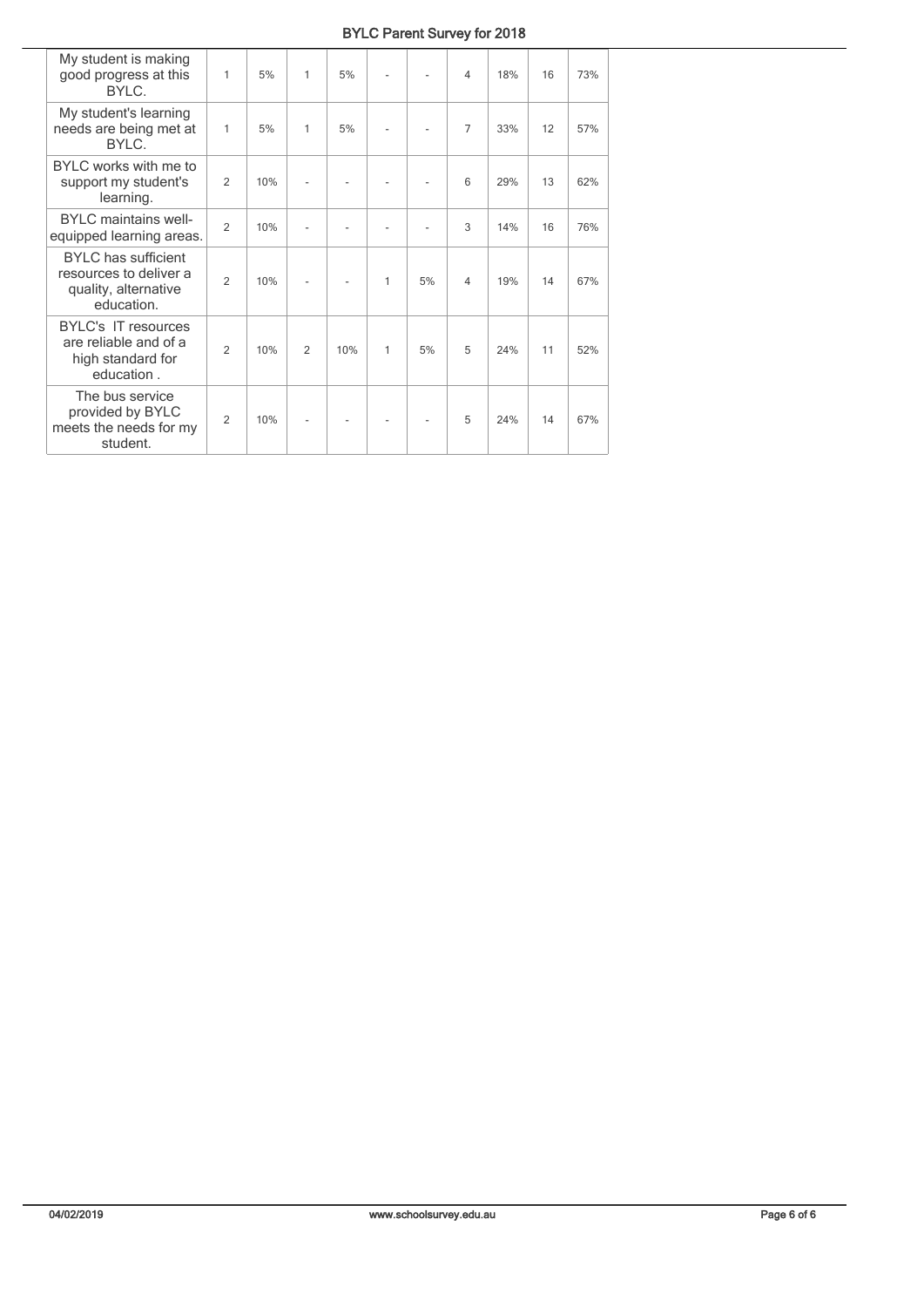| | | | | | | | | | | |
|---|---|---|---|---|---|---|---|---|---|---|
| My student is making good progress at this BYLC. | 1 | 5% | 1 | 5% | - | - | 4 | 18% | 16 | 73% |
| My student's learning needs are being met at BYLC. | 1 | 5% | 1 | 5% | - | - | 7 | 33% | 12 | 57% |
| BYLC works with me to support my student's learning. | 2 | 10% | - | - | - | - | 6 | 29% | 13 | 62% |
| BYLC maintains well-equipped learning areas. | 2 | 10% | - | - | - | - | 3 | 14% | 16 | 76% |
| BYLC has sufficient resources to deliver a quality, alternative education. | 2 | 10% | - | - | 1 | 5% | 4 | 19% | 14 | 67% |
| BYLC's IT resources are reliable and of a high standard for education . | 2 | 10% | 2 | 10% | 1 | 5% | 5 | 24% | 11 | 52% |
| The bus service provided by BYLC meets the needs for my student. | 2 | 10% | - | - | - | - | 5 | 24% | 14 | 67% |